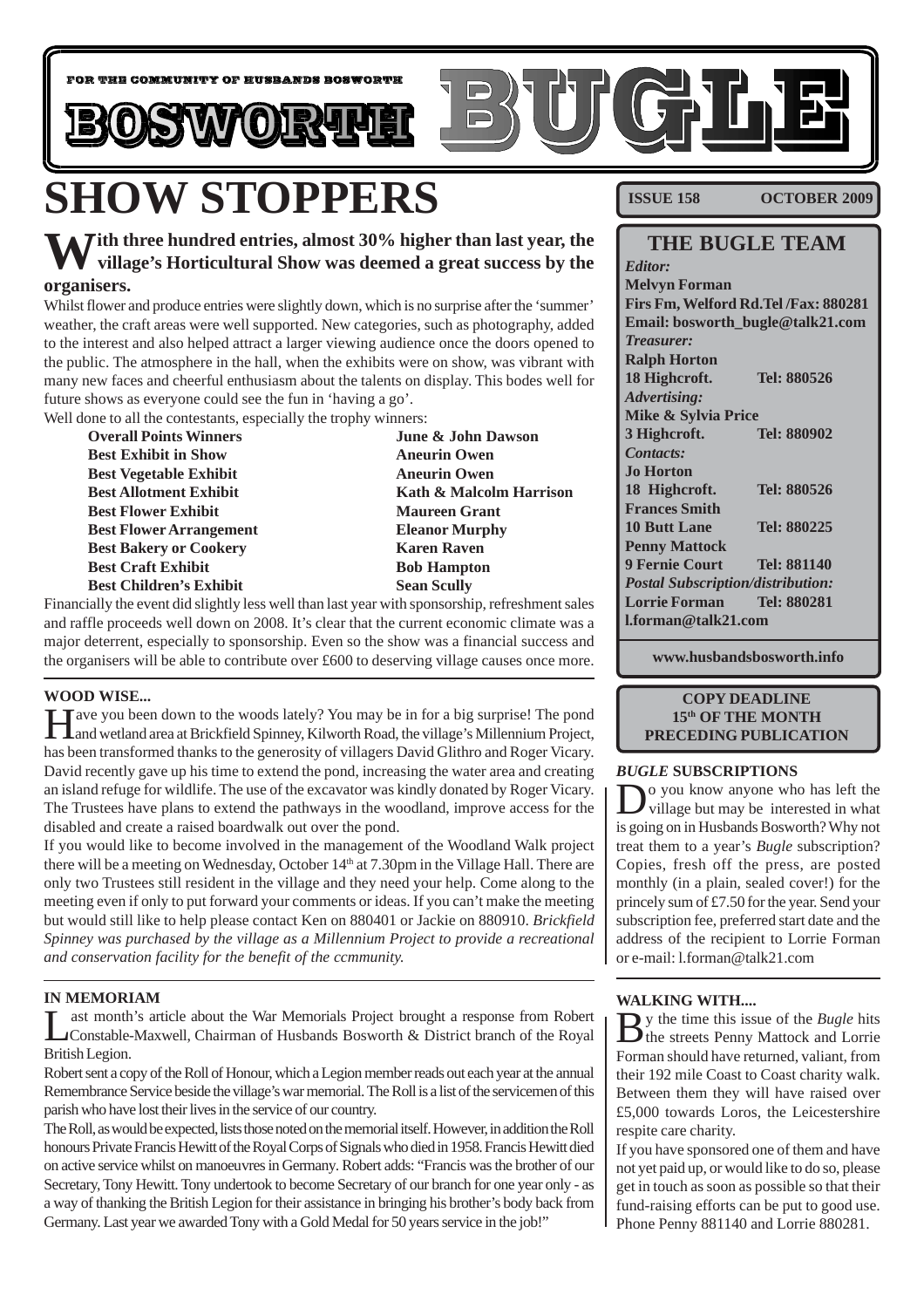FOR THE COMMUNITY OF HUSBANDS BOSWORTH

# BOSWORTH BUGLE

# SHOW STOPPERS

**With three hundred entries, almost 30% higher than last year, the village's Horticultural Show was deemed a great success by the organisers.**

Whilst flower and produce entries were slightly down, which is no surprise after the 'summer' weather, the craft areas were well supported. New categories, such as photography, added to the interest and also helped attract a larger viewing audience once the doors opened to the public. The atmosphere in the hall, when the exhibits were on show, was vibrant with many new faces and cheerful enthusiasm about the talents on display. This bodes well for future shows as everyone could see the fun in 'having a go'.

Well done to all the contestants, especially the trophy winners:

| | |
|---|---|
| **Overall Points Winners** | **June & John Dawson** |
| **Best Exhibit in Show** | **Aneurin Owen** |
| **Best Vegetable Exhibit** | **Aneurin Owen** |
| **Best Allotment Exhibit** | **Kath & Malcolm Harrison** |
| **Best Flower Exhibit** | **Maureen Grant** |
| **Best Flower Arrangement** | **Eleanor Murphy** |
| **Best Bakery or Cookery** | **Karen Raven** |
| **Best Craft Exhibit** | **Bob Hampton** |
| **Best Children's Exhibit** | **Sean Scully** |

Financially the event did slightly less well than last year with sponsorship, refreshment sales and raffle proceeds well down on 2008. It's clear that the current economic climate was a major deterrent, especially to sponsorship. Even so the show was a financial success and the organisers will be able to contribute over £600 to deserving village causes once more.

### WOOD WISE...

Have you been down to the woods lately? You may be in for a big surprise! The pond and wetland area at Brickfield Spinney, Kilworth Road, the village's Millennium Project, has been transformed thanks to the generosity of villagers David Glithro and Roger Vicary. David recently gave up his time to extend the pond, increasing the water area and creating an island refuge for wildlife. The use of the excavator was kindly donated by Roger Vicary. The Trustees have plans to extend the pathways in the woodland, improve access for the disabled and create a raised boardwalk out over the pond.

If you would like to become involved in the management of the Woodland Walk project there will be a meeting on Wednesday, October 14th at 7.30pm in the Village Hall. There are only two Trustees still resident in the village and they need your help. Come along to the meeting even if only to put forward your comments or ideas. If you can't make the meeting but would still like to help please contact Ken on 880401 or Jackie on 880910. *Brickfield Spinney was purchased by the village as a Millennium Project to provide a recreational and conservation facility for the benefit of the ccmmunity.*

### IN MEMORIAM

Last month's article about the War Memorials Project brought a response from Robert Constable-Maxwell, Chairman of Husbands Bosworth & District branch of the Royal British Legion.

Robert sent a copy of the Roll of Honour, which a Legion member reads out each year at the annual Remembrance Service beside the village's war memorial. The Roll is a list of the servicemen of this parish who have lost their lives in the service of our country.

The Roll, as would be expected, lists those noted on the memorial itself. However, in addition the Roll honours Private Francis Hewitt of the Royal Corps of Signals who died in 1958. Francis Hewitt died on active service whilst on manoeuvres in Germany. Robert adds: "Francis was the brother of our Secretary, Tony Hewitt. Tony undertook to become Secretary of our branch for one year only - as a way of thanking the British Legion for their assistance in bringing his brother's body back from Germany. Last year we awarded Tony with a Gold Medal for 50 years service in the job!"

**ISSUE 158 OCTOBER 2009**

## THE BUGLE TEAM

*Editor:*
**Melvyn Forman**
**Firs Fm, Welford Rd.Tel /Fax: 880281**
**Email: bosworth_bugle@talk21.com**

*Treasurer:*
**Ralph Horton**
**18 Highcroft. Tel: 880526**

*Advertising:*
**Mike & Sylvia Price**
**3 Highcroft. Tel: 880902**

*Contacts:*
**Jo Horton**
**18 Highcroft. Tel: 880526**
**Frances Smith**
**10 Butt Lane Tel: 880225**
**Penny Mattock**
**9 Fernie Court Tel: 881140**

*Postal Subscription/distribution:*
**Lorrie Forman Tel: 880281**
**l.forman@talk21.com**

**www.husbandsbosworth.info**

**COPY DEADLINE**
**15th OF THE MONTH**
**PRECEDING PUBLICATION**

### *BUGLE* SUBSCRIPTIONS

Do you know anyone who has left the village but may be interested in what is going on in Husbands Bosworth? Why not treat them to a year's *Bugle* subscription? Copies, fresh off the press, are posted monthly (in a plain, sealed cover!) for the princely sum of £7.50 for the year. Send your subscription fee, preferred start date and the address of the recipient to Lorrie Forman or e-mail: l.forman@talk21.com

### WALKING WITH....

By the time this issue of the *Bugle* hits the streets Penny Mattock and Lorrie Forman should have returned, valiant, from their 192 mile Coast to Coast charity walk. Between them they will have raised over £5,000 towards Loros, the Leicestershire respite care charity.

If you have sponsored one of them and have not yet paid up, or would like to do so, please get in touch as soon as possible so that their fund-raising efforts can be put to good use. Phone Penny 881140 and Lorrie 880281.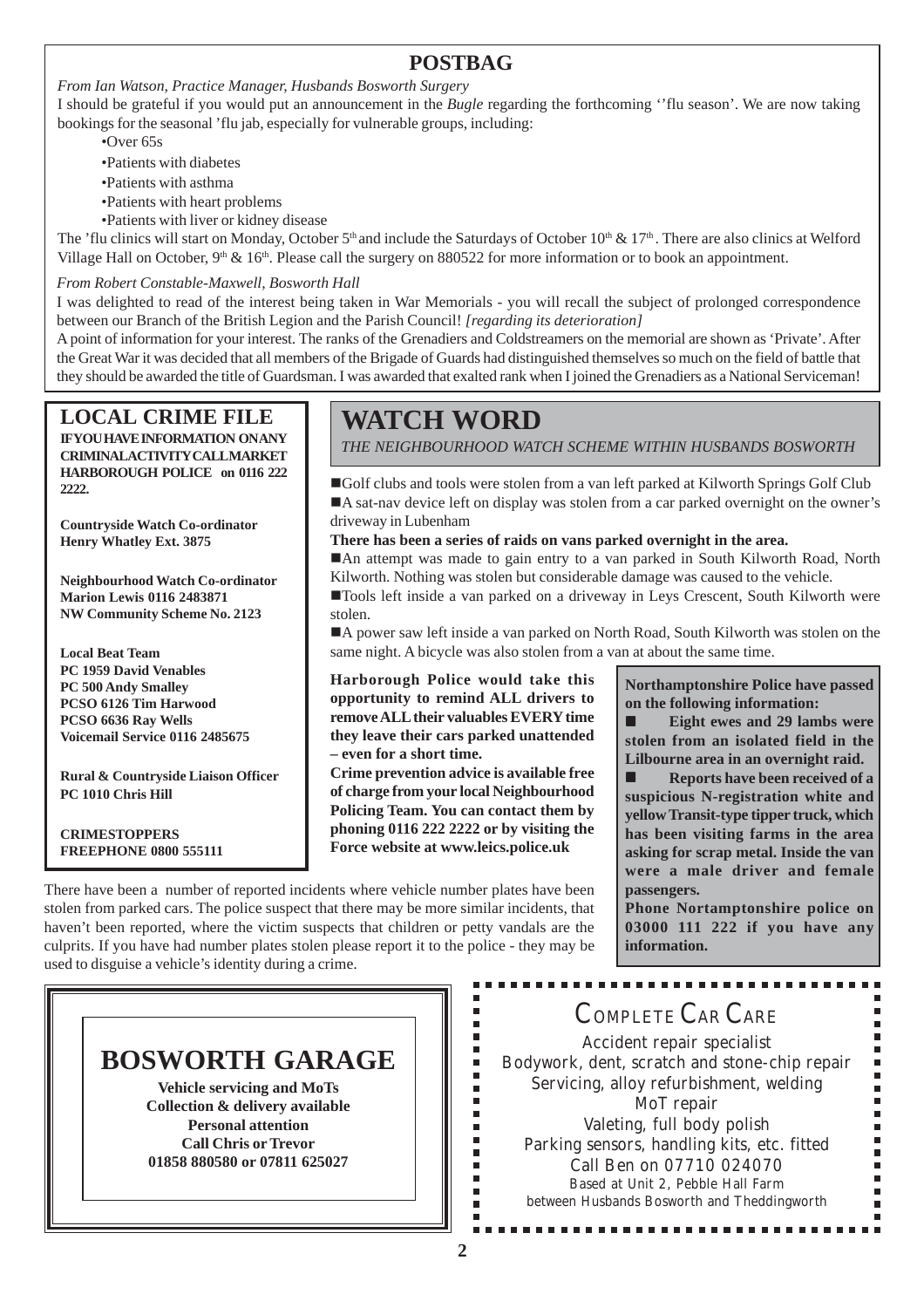## POSTBAG

*From Ian Watson, Practice Manager, Husbands Bosworth Surgery*

I should be grateful if you would put an announcement in the *Bugle* regarding the forthcoming ''flu season'. We are now taking bookings for the seasonal 'flu jab, especially for vulnerable groups, including:

- Over 65s
- Patients with diabetes
- Patients with asthma
- Patients with heart problems
- Patients with liver or kidney disease

The 'flu clinics will start on Monday, October 5th and include the Saturdays of October 10th & 17th. There are also clinics at Welford Village Hall on October, 9th & 16th. Please call the surgery on 880522 for more information or to book an appointment.

*From Robert Constable-Maxwell, Bosworth Hall*

I was delighted to read of the interest being taken in War Memorials - you will recall the subject of prolonged correspondence between our Branch of the British Legion and the Parish Council! *[regarding its deterioration]*

A point of information for your interest. The ranks of the Grenadiers and Coldstreamers on the memorial are shown as 'Private'. After the Great War it was decided that all members of the Brigade of Guards had distinguished themselves so much on the field of battle that they should be awarded the title of Guardsman. I was awarded that exalted rank when I joined the Grenadiers as a National Serviceman!

## LOCAL CRIME FILE

**IF YOU HAVE INFORMATION ON ANY CRIMINAL ACTIVITY CALL MARKET HARBOROUGH POLICE on 0116 222 2222.**

**Countryside Watch Co-ordinator**
**Henry Whatley Ext. 3875**

**Neighbourhood Watch Co-ordinator**
**Marion Lewis 0116 2483871**
**NW Community Scheme No. 2123**

**Local Beat Team**
**PC 1959 David Venables**
**PC 500 Andy Smalley**
**PCSO 6126 Tim Harwood**
**PCSO 6636 Ray Wells**
**Voicemail Service 0116 2485675**

**Rural & Countryside Liaison Officer**
**PC 1010 Chris Hill**

**CRIMESTOPPERS**
**FREEPHONE 0800 555111**

## WATCH WORD

*THE NEIGHBOURHOOD WATCH SCHEME WITHIN HUSBANDS BOSWORTH*

- Golf clubs and tools were stolen from a van left parked at Kilworth Springs Golf Club
- A sat-nav device left on display was stolen from a car parked overnight on the owner's driveway in Lubenham

**There has been a series of raids on vans parked overnight in the area.**

- An attempt was made to gain entry to a van parked in South Kilworth Road, North Kilworth. Nothing was stolen but considerable damage was caused to the vehicle.
- Tools left inside a van parked on a driveway in Leys Crescent, South Kilworth were stolen.
- A power saw left inside a van parked on North Road, South Kilworth was stolen on the same night. A bicycle was also stolen from a van at about the same time.

**Harborough Police would take this opportunity to remind ALL drivers to remove ALL their valuables EVERY time they leave their cars parked unattended – even for a short time.**

**Crime prevention advice is available free of charge from your local Neighbourhood Policing Team. You can contact them by phoning 0116 222 2222 or by visiting the Force website at www.leics.police.uk**

**Northamptonshire Police have passed on the following information:**

- **Eight ewes and 29 lambs were stolen from an isolated field in the Lilbourne area in an overnight raid.**
- **Reports have been received of a suspicious N-registration white and yellow Transit-type tipper truck, which has been visiting farms in the area asking for scrap metal. Inside the van were a male driver and female passengers.**

**Phone Nortamptonshire police on 03000 111 222 if you have any information.**

There have been a number of reported incidents where vehicle number plates have been stolen from parked cars. The police suspect that there may be more similar incidents, that haven't been reported, where the victim suspects that children or petty vandals are the culprits. If you have had number plates stolen please report it to the police - they may be used to disguise a vehicle's identity during a crime.

## BOSWORTH GARAGE

**Vehicle servicing and MoTs**
**Collection & delivery available**
**Personal attention**
**Call Chris or Trevor**
**01858 880580 or 07811 625027**

## COMPLETE CAR CARE

Accident repair specialist
Bodywork, dent, scratch and stone-chip repair
Servicing, alloy refurbishment, welding
MoT repair
Valeting, full body polish
Parking sensors, handling kits, etc. fitted
Call Ben on 07710 024070
Based at Unit 2, Pebble Hall Farm
between Husbands Bosworth and Theddingworth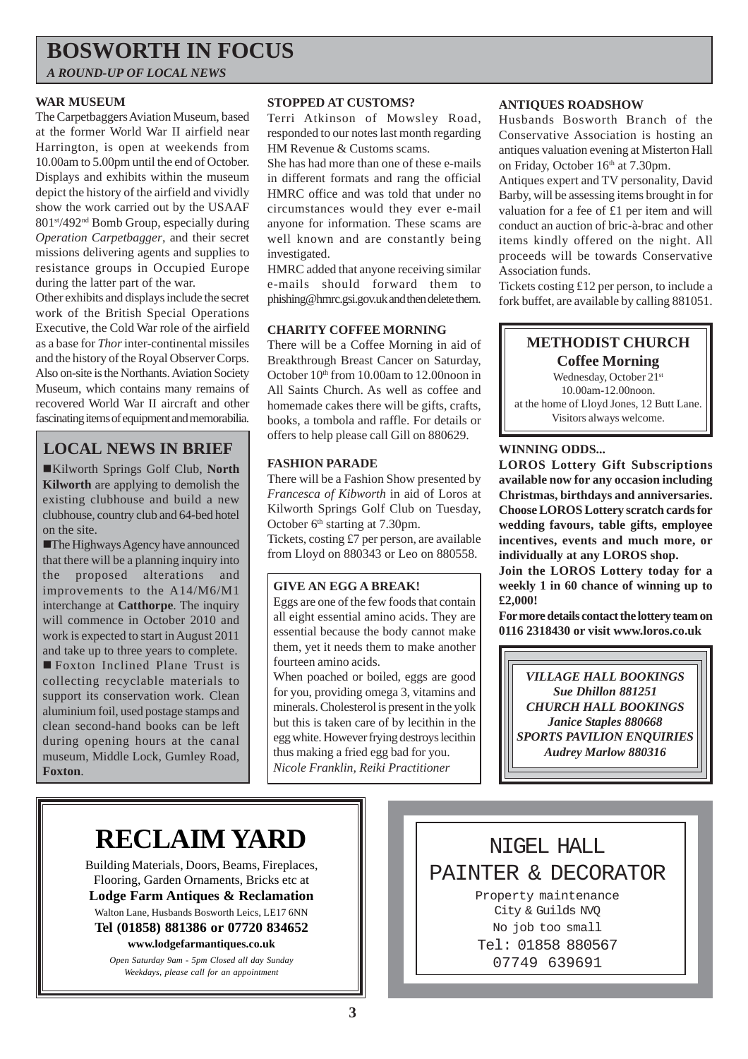# BOSWORTH IN FOCUS

*A ROUND-UP OF LOCAL NEWS*

### WAR MUSEUM

The Carpetbaggers Aviation Museum, based at the former World War II airfield near Harrington, is open at weekends from 10.00am to 5.00pm until the end of October. Displays and exhibits within the museum depict the history of the airfield and vividly show the work carried out by the USAAF 801st/492nd Bomb Group, especially during *Operation Carpetbagger*, and their secret missions delivering agents and supplies to resistance groups in Occupied Europe during the latter part of the war.

Other exhibits and displays include the secret work of the British Special Operations Executive, the Cold War role of the airfield as a base for *Thor* inter-continental missiles and the history of the Royal Observer Corps. Also on-site is the Northants. Aviation Society Museum, which contains many remains of recovered World War II aircraft and other fascinating items of equipment and memorabilia.

## LOCAL NEWS IN BRIEF

- Kilworth Springs Golf Club, **North Kilworth** are applying to demolish the existing clubhouse and build a new clubhouse, country club and 64-bed hotel on the site.
- The Highways Agency have announced that there will be a planning inquiry into the proposed alterations and improvements to the A14/M6/M1 interchange at **Catthorpe**. The inquiry will commence in October 2010 and work is expected to start in August 2011 and take up to three years to complete.
- Foxton Inclined Plane Trust is collecting recyclable materials to support its conservation work. Clean aluminium foil, used postage stamps and clean second-hand books can be left during opening hours at the canal museum, Middle Lock, Gumley Road, **Foxton**.

### STOPPED AT CUSTOMS?

Terri Atkinson of Mowsley Road, responded to our notes last month regarding HM Revenue & Customs scams.

She has had more than one of these e-mails in different formats and rang the official HMRC office and was told that under no circumstances would they ever e-mail anyone for information. These scams are well known and are constantly being investigated.

HMRC added that anyone receiving similar e-mails should forward them to phishing@hmrc.gsi.gov.uk and then delete them.

### CHARITY COFFEE MORNING

There will be a Coffee Morning in aid of Breakthrough Breast Cancer on Saturday, October 10th from 10.00am to 12.00noon in All Saints Church. As well as coffee and homemade cakes there will be gifts, crafts, books, a tombola and raffle. For details or offers to help please call Gill on 880629.

### FASHION PARADE

There will be a Fashion Show presented by *Francesca of Kibworth* in aid of Loros at Kilworth Springs Golf Club on Tuesday, October 6th starting at 7.30pm.

Tickets, costing £7 per person, are available from Lloyd on 880343 or Leo on 880558.

### GIVE AN EGG A BREAK!

Eggs are one of the few foods that contain all eight essential amino acids. They are essential because the body cannot make them, yet it needs them to make another fourteen amino acids.

When poached or boiled, eggs are good for you, providing omega 3, vitamins and minerals. Cholesterol is present in the yolk but this is taken care of by lecithin in the egg white. However frying destroys lecithin thus making a fried egg bad for you.

*Nicole Franklin, Reiki Practitioner*

### ANTIQUES ROADSHOW

Husbands Bosworth Branch of the Conservative Association is hosting an antiques valuation evening at Misterton Hall on Friday, October 16th at 7.30pm.

Antiques expert and TV personality, David Barby, will be assessing items brought in for valuation for a fee of £1 per item and will conduct an auction of bric-à-brac and other items kindly offered on the night. All proceeds will be towards Conservative Association funds.

Tickets costing £12 per person, to include a fork buffet, are available by calling 881051.

### METHODIST CHURCH
**Coffee Morning**

Wednesday, October 21st
10.00am-12.00noon.
at the home of Lloyd Jones, 12 Butt Lane.
Visitors always welcome.

### WINNING ODDS...

**LOROS Lottery Gift Subscriptions available now for any occasion including Christmas, birthdays and anniversaries. Choose LOROS Lottery scratch cards for wedding favours, table gifts, employee incentives, events and much more, or individually at any LOROS shop.**

**Join the LOROS Lottery today for a weekly 1 in 60 chance of winning up to £2,000!**

**For more details contact the lottery team on 0116 2318430 or visit www.loros.co.uk**

*VILLAGE HALL BOOKINGS*
*Sue Dhillon 881251*
*CHURCH HALL BOOKINGS*
*Janice Staples 880668*
*SPORTS PAVILION ENQUIRIES*
*Audrey Marlow 880316*

## RECLAIM YARD

Building Materials, Doors, Beams, Fireplaces, Flooring, Garden Ornaments, Bricks etc at
**Lodge Farm Antiques & Reclamation**
Walton Lane, Husbands Bosworth Leics, LE17 6NN
**Tel (01858) 881386 or 07720 834652**
**www.lodgefarmantiques.co.uk**
*Open Saturday 9am - 5pm Closed all day Sunday*
*Weekdays, please call for an appointment*

## NIGEL HALL
## PAINTER & DECORATOR

Property maintenance
City & Guilds NVQ
No job too small
Tel: 01858 880567
07749 639691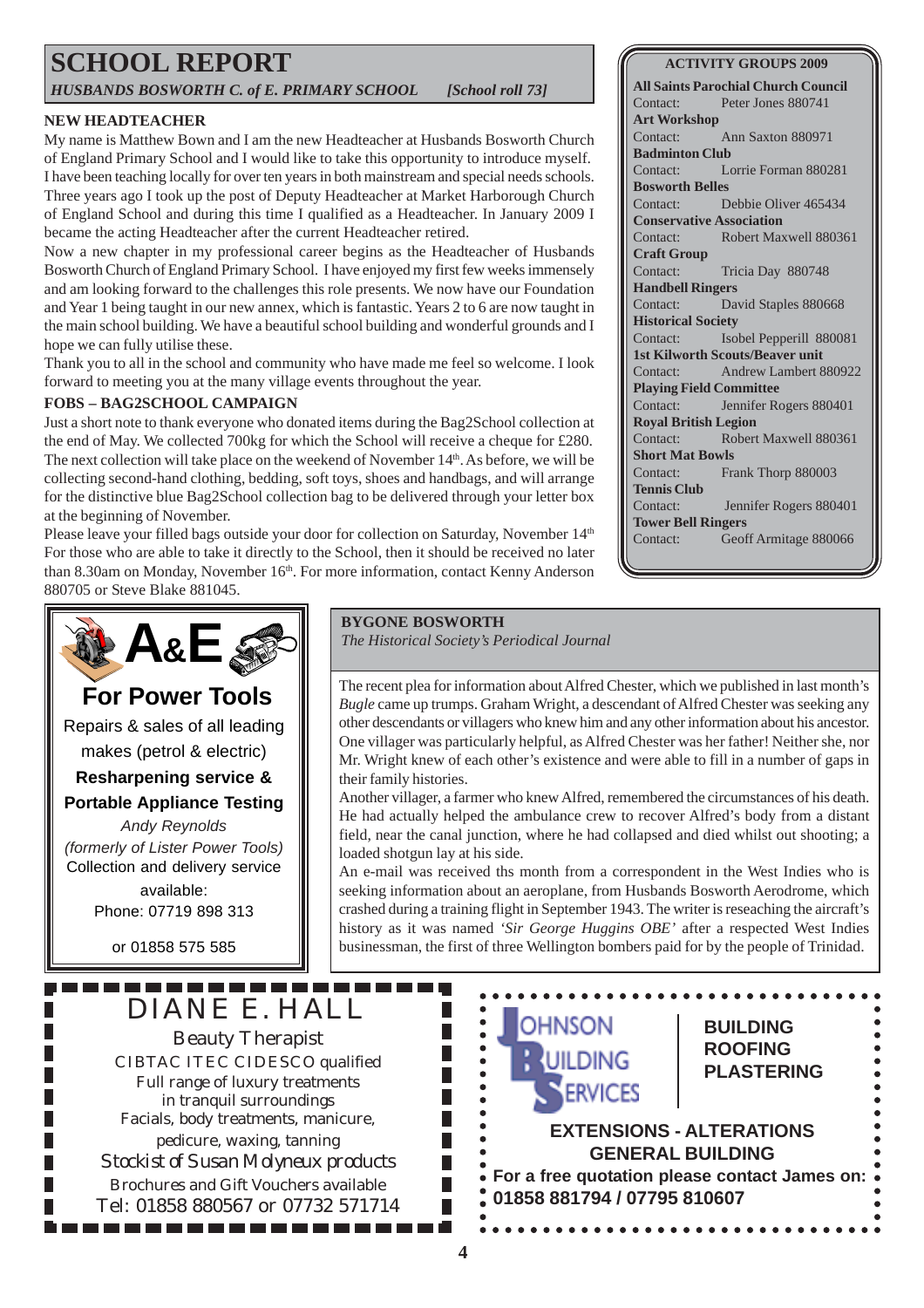# SCHOOL REPORT

*HUSBANDS BOSWORTH C. of E. PRIMARY SCHOOL [School roll 73]*

### NEW HEADTEACHER

My name is Matthew Bown and I am the new Headteacher at Husbands Bosworth Church of England Primary School and I would like to take this opportunity to introduce myself. I have been teaching locally for over ten years in both mainstream and special needs schools. Three years ago I took up the post of Deputy Headteacher at Market Harborough Church of England School and during this time I qualified as a Headteacher. In January 2009 I became the acting Headteacher after the current Headteacher retired.

Now a new chapter in my professional career begins as the Headteacher of Husbands Bosworth Church of England Primary School. I have enjoyed my first few weeks immensely and am looking forward to the challenges this role presents. We now have our Foundation and Year 1 being taught in our new annex, which is fantastic. Years 2 to 6 are now taught in the main school building. We have a beautiful school building and wonderful grounds and I hope we can fully utilise these.

Thank you to all in the school and community who have made me feel so welcome. I look forward to meeting you at the many village events throughout the year.

### FOBS – BAG2SCHOOL CAMPAIGN

Just a short note to thank everyone who donated items during the Bag2School collection at the end of May. We collected 700kg for which the School will receive a cheque for £280. The next collection will take place on the weekend of November 14th. As before, we will be collecting second-hand clothing, bedding, soft toys, shoes and handbags, and will arrange for the distinctive blue Bag2School collection bag to be delivered through your letter box at the beginning of November.

Please leave your filled bags outside your door for collection on Saturday, November 14th For those who are able to take it directly to the School, then it should be received no later than 8.30am on Monday, November 16th. For more information, contact Kenny Anderson 880705 or Steve Blake 881045.

## ACTIVITY GROUPS 2009

**All Saints Parochial Church Council**
Contact: Peter Jones 880741

**Art Workshop**
Contact: Ann Saxton 880971

**Badminton Club**
Contact: Lorrie Forman 880281

**Bosworth Belles**
Contact: Debbie Oliver 465434

**Conservative Association**
Contact: Robert Maxwell 880361

**Craft Group**
Contact: Tricia Day 880748

**Handbell Ringers**
Contact: David Staples 880668

**Historical Society**
Contact: Isobel Pepperill 880081

**1st Kilworth Scouts/Beaver unit**
Contact: Andrew Lambert 880922

**Playing Field Committee**
Contact: Jennifer Rogers 880401

**Royal British Legion**
Contact: Robert Maxwell 880361

**Short Mat Bowls**
Contact: Frank Thorp 880003

**Tennis Club**
Contact: Jennifer Rogers 880401

**Tower Bell Ringers**
Contact: Geoff Armitage 880066

---

**A&E**

**For Power Tools**

Repairs & sales of all leading makes (petrol & electric)

**Resharpening service & Portable Appliance Testing**

*Andy Reynolds*
*(formerly of Lister Power Tools)*

Collection and delivery service available:
Phone: 07719 898 313
or 01858 575 585

---

## BYGONE BOSWORTH

*The Historical Society's Periodical Journal*

The recent plea for information about Alfred Chester, which we published in last month's *Bugle* came up trumps. Graham Wright, a descendant of Alfred Chester was seeking any other descendants or villagers who knew him and any other information about his ancestor. One villager was particularly helpful, as Alfred Chester was her father! Neither she, nor Mr. Wright knew of each other's existence and were able to fill in a number of gaps in their family histories.

Another villager, a farmer who knew Alfred, remembered the circumstances of his death. He had actually helped the ambulance crew to recover Alfred's body from a distant field, near the canal junction, where he had collapsed and died whilst out shooting; a loaded shotgun lay at his side.

An e-mail was received ths month from a correspondent in the West Indies who is seeking information about an aeroplane, from Husbands Bosworth Aerodrome, which crashed during a training flight in September 1943. The writer is reseaching the aircraft's history as it was named *'Sir George Huggins OBE'* after a respected West Indies businessman, the first of three Wellington bombers paid for by the people of Trinidad.

---

**DIANE E. HALL**

Beauty Therapist

CIBTAC ITEC CIDESCO qualified

Full range of luxury treatments in tranquil surroundings

Facials, body treatments, manicure, pedicure, waxing, tanning

*Stockist of Susan Molyneux products*

Brochures and Gift Vouchers available

Tel: 01858 880567 or 07732 571714

---

**JOHNSON BUILDING SERVICES**

**BUILDING**
**ROOFING**
**PLASTERING**

**EXTENSIONS - ALTERATIONS**
**GENERAL BUILDING**

**For a free quotation please contact James on:**
**01858 881794 / 07795 810607**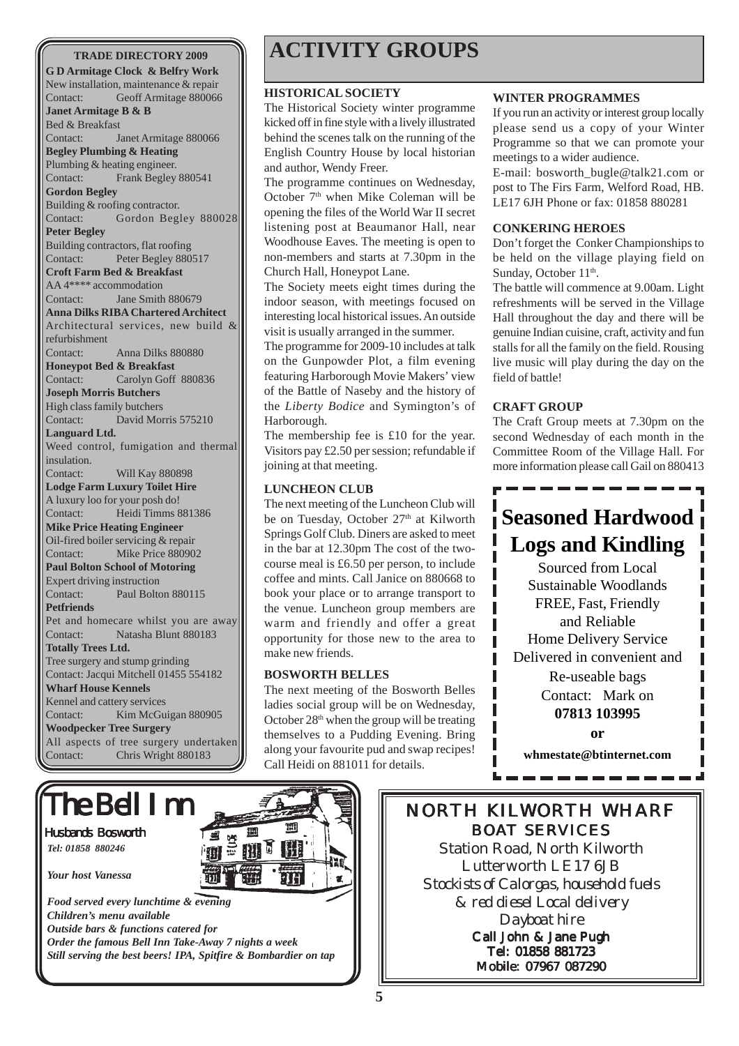## TRADE DIRECTORY 2009

**G D Armitage Clock & Belfry Work**
New installation, maintenance & repair
Contact: Geoff Armitage 880066

**Janet Armitage B & B**
Bed & Breakfast
Contact: Janet Armitage 880066

**Begley Plumbing & Heating**
Plumbing & heating engineer.
Contact: Frank Begley 880541

**Gordon Begley**
Building & roofing contractor.
Contact: Gordon Begley 880028

**Peter Begley**
Building contractors, flat roofing
Contact: Peter Begley 880517

**Croft Farm Bed & Breakfast**
AA 4**** accommodation
Contact: Jane Smith 880679

**Anna Dilks RIBA Chartered Architect**
Architectural services, new build & refurbishment
Contact: Anna Dilks 880880

**Honeypot Bed & Breakfast**
Contact: Carolyn Goff 880836

**Joseph Morris Butchers**
High class family butchers
Contact: David Morris 575210

**Languard Ltd.**
Weed control, fumigation and thermal insulation.
Contact: Will Kay 880898

**Lodge Farm Luxury Toilet Hire**
A luxury loo for your posh do!
Contact: Heidi Timms 881386

**Mike Price Heating Engineer**
Oil-fired boiler servicing & repair
Contact: Mike Price 880902

**Paul Bolton School of Motoring**
Expert driving instruction
Contact: Paul Bolton 880115

**Petfriends**
Pet and homecare whilst you are away
Contact: Natasha Blunt 880183

**Totally Trees Ltd.**
Tree surgery and stump grinding
Contact: Jacqui Mitchell 01455 554182

**Wharf House Kennels**
Kennel and cattery services
Contact: Kim McGuigan 880905

**Woodpecker Tree Surgery**
All aspects of tree surgery undertaken
Contact: Chris Wright 880183

# ACTIVITY GROUPS

### HISTORICAL SOCIETY

The Historical Society winter programme kicked off in fine style with a lively illustrated behind the scenes talk on the running of the English Country House by local historian and author, Wendy Freer.

The programme continues on Wednesday, October 7th when Mike Coleman will be opening the files of the World War II secret listening post at Beaumanor Hall, near Woodhouse Eaves. The meeting is open to non-members and starts at 7.30pm in the Church Hall, Honeypot Lane.

The Society meets eight times during the indoor season, with meetings focused on interesting local historical issues. An outside visit is usually arranged in the summer.

The programme for 2009-10 includes at talk on the Gunpowder Plot, a film evening featuring Harborough Movie Makers' view of the Battle of Naseby and the history of the *Liberty Bodice* and Symington's of Harborough.

The membership fee is £10 for the year. Visitors pay £2.50 per session; refundable if joining at that meeting.

### LUNCHEON CLUB

The next meeting of the Luncheon Club will be on Tuesday, October 27th at Kilworth Springs Golf Club. Diners are asked to meet in the bar at 12.30pm The cost of the two-course meal is £6.50 per person, to include coffee and mints. Call Janice on 880668 to book your place or to arrange transport to the venue. Luncheon group members are warm and friendly and offer a great opportunity for those new to the area to make new friends.

### BOSWORTH BELLES

The next meeting of the Bosworth Belles ladies social group will be on Wednesday, October 28th when the group will be treating themselves to a Pudding Evening. Bring along your favourite pud and swap recipes! Call Heidi on 881011 for details.

### WINTER PROGRAMMES

If you run an activity or interest group locally please send us a copy of your Winter Programme so that we can promote your meetings to a wider audience.

E-mail: bosworth_bugle@talk21.com or post to The Firs Farm, Welford Road, HB. LE17 6JH Phone or fax: 01858 880281

### CONKERING HEROES

Don't forget the Conker Championships to be held on the village playing field on Sunday, October 11th.

The battle will commence at 9.00am. Light refreshments will be served in the Village Hall throughout the day and there will be genuine Indian cuisine, craft, activity and fun stalls for all the family on the field. Rousing live music will play during the day on the field of battle!

### CRAFT GROUP

The Craft Group meets at 7.30pm on the second Wednesday of each month in the Committee Room of the Village Hall. For more information please call Gail on 880413

## Seasoned Hardwood Logs and Kindling

Sourced from Local Sustainable Woodlands
FREE, Fast, Friendly and Reliable Home Delivery Service
Delivered in convenient and Re-useable bags
Contact: Mark on
**07813 103995**
**or**
**whmestate@btinternet.com**

## The Bell Inn

Husbands Bosworth
*Tel: 01858 880246*

*Your host Vanessa*

*Food served every lunchtime & evening*
*Children's menu available*
*Outside bars & functions catered for*
*Order the famous Bell Inn Take-Away 7 nights a week*
*Still serving the best beers! IPA, Spitfire & Bombardier on tap*

## NORTH KILWORTH WHARF BOAT SERVICES

Station Road, North Kilworth
Lutterworth LE17 6JB
*Stockists of Calorgas, household fuels & red diesel Local delivery*
*Dayboat hire*
**Call John & Jane Pugh**
**Tel: 01858 881723**
**Mobile: 07967 087290**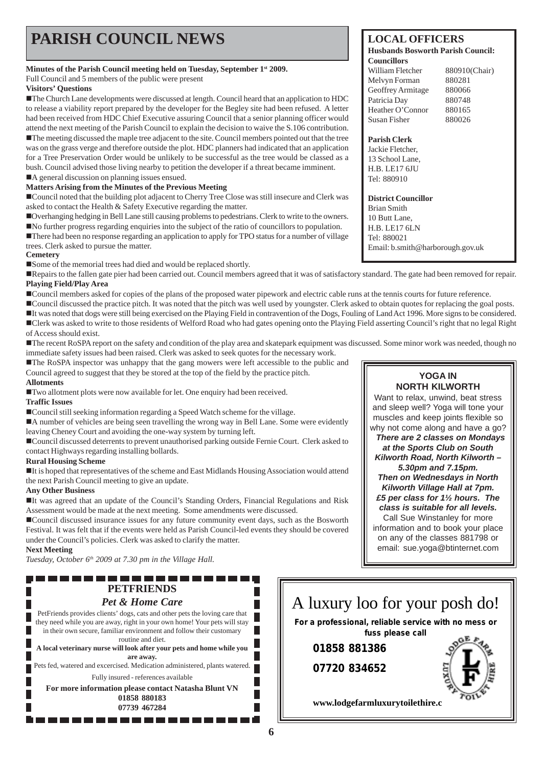# PARISH COUNCIL NEWS

**Minutes of the Parish Council meeting held on Tuesday, September 1st 2009.**

Full Council and 5 members of the public were present

**Visitors' Questions**

- The Church Lane developments were discussed at length. Council heard that an application to HDC to release a viability report prepared by the developer for the Begley site had been refused. A letter had been received from HDC Chief Executive assuring Council that a senior planning officer would attend the next meeting of the Parish Council to explain the decision to waive the S.106 contribution.
- The meeting discussed the maple tree adjacent to the site. Council members pointed out that the tree was on the grass verge and therefore outside the plot. HDC planners had indicated that an application for a Tree Preservation Order would be unlikely to be successful as the tree would be classed as a bush. Council advised those living nearby to petition the developer if a threat became imminent.
- A general discussion on planning issues ensued.

**Matters Arising from the Minutes of the Previous Meeting**

- Council noted that the building plot adjacent to Cherry Tree Close was still insecure and Clerk was asked to contact the Health & Safety Executive regarding the matter.
- Overhanging hedging in Bell Lane still causing problems to pedestrians. Clerk to write to the owners.
- No further progress regarding enquiries into the subject of the ratio of councillors to population.
- There had been no response regarding an application to apply for TPO status for a number of village trees. Clerk asked to pursue the matter.

**Cemetery**

- Some of the memorial trees had died and would be replaced shortly.
- Repairs to the fallen gate pier had been carried out. Council members agreed that it was of satisfactory standard. The gate had been removed for repair.

**Playing Field/Play Area**

- Council members asked for copies of the plans of the proposed water pipework and electric cable runs at the tennis courts for future reference.
- Council discussed the practice pitch. It was noted that the pitch was well used by youngster. Clerk asked to obtain quotes for replacing the goal posts.
- It was noted that dogs were still being exercised on the Playing Field in contravention of the Dogs, Fouling of Land Act 1996. More signs to be considered.
- Clerk was asked to write to those residents of Welford Road who had gates opening onto the Playing Field asserting Council's right that no legal Right of Access should exist.
- The recent RoSPA report on the safety and condition of the play area and skatepark equipment was discussed. Some minor work was needed, though no immediate safety issues had been raised. Clerk was asked to seek quotes for the necessary work.
- The RoSPA inspector was unhappy that the gang mowers were left accessible to the public and Council agreed to suggest that they be stored at the top of the field by the practice pitch.

**Allotments**

- Two allotment plots were now available for let. One enquiry had been received.

**Traffic Issues**

- Council still seeking information regarding a Speed Watch scheme for the village.
- A number of vehicles are being seen travelling the wrong way in Bell Lane. Some were evidently leaving Cheney Court and avoiding the one-way system by turning left.
- Council discussed deterrents to prevent unauthorised parking outside Fernie Court. Clerk asked to contact Highways regarding installing bollards.

**Rural Housing Scheme**

- It is hoped that representatives of the scheme and East Midlands Housing Association would attend the next Parish Council meeting to give an update.

**Any Other Business**

- It was agreed that an update of the Council's Standing Orders, Financial Regulations and Risk Assessment would be made at the next meeting. Some amendments were discussed.
- Council discussed insurance issues for any future community event days, such as the Bosworth Festival. It was felt that if the events were held as Parish Council-led events they should be covered under the Council's policies. Clerk was asked to clarify the matter.

**Next Meeting**

*Tuesday, October 6th 2009 at 7.30 pm in the Village Hall.*

## LOCAL OFFICERS

**Husbands Bosworth Parish Council:**

**Councillors**

| | |
|---|---|
| William Fletcher | 880910(Chair) |
| Melvyn Forman | 880281 |
| Geoffrey Armitage | 880066 |
| Patricia Day | 880748 |
| Heather O'Connor | 880165 |
| Susan Fisher | 880026 |

**Parish Clerk**

Jackie Fletcher,
13 School Lane,
H.B. LE17 6JU
Tel: 880910

**District Councillor**

Brian Smith
10 Butt Lane,
H.B. LE17 6LN
Tel: 880021
Email: b.smith@harborough.gov.uk

## YOGA IN NORTH KILWORTH

Want to relax, unwind, beat stress and sleep well? Yoga will tone your muscles and keep joints flexible so why not come along and have a go?

***There are 2 classes on Mondays at the Sports Club on South Kilworth Road, North Kilworth – 5.30pm and 7.15pm.***

***Then on Wednesdays in North Kilworth Village Hall at 7pm.***

***£5 per class for 1½ hours. The class is suitable for all levels.***

Call Sue Winstanley for more information and to book your place on any of the classes 881798 or email: sue.yoga@btinternet.com

## PETFRIENDS

*Pet & Home Care*

PetFriends provides clients' dogs, cats and other pets the loving care that they need while you are away, right in your own home! Your pets will stay in their own secure, familiar environment and follow their customary routine and diet.

**A local veterinary nurse will look after your pets and home while you are away.**

Pets fed, watered and excercised. Medication administered, plants watered.

Fully insured - references available

**For more information please contact Natasha Blunt VN**
**01858 880183**
**07739 467284**

## A luxury loo for your posh do!

**For a professional, reliable service with no mess or fuss please call**

**01858 881386**

**07720 834652**

**www.lodgefarmluxurytoilethire.c**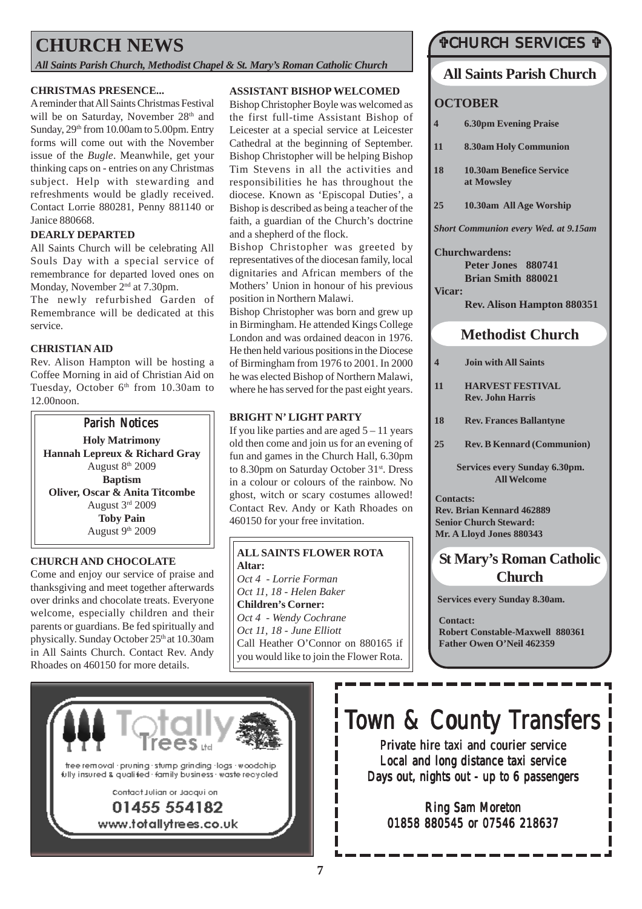# CHURCH NEWS

*All Saints Parish Church, Methodist Chapel & St. Mary's Roman Catholic Church*

### CHRISTMAS PRESENCE...

A reminder that All Saints Christmas Festival will be on Saturday, November 28th and Sunday, 29th from 10.00am to 5.00pm. Entry forms will come out with the November issue of the *Bugle*. Meanwhile, get your thinking caps on - entries on any Christmas subject. Help with stewarding and refreshments would be gladly received. Contact Lorrie 880281, Penny 881140 or Janice 880668.

### DEARLY DEPARTED

All Saints Church will be celebrating All Souls Day with a special service of remembrance for departed loved ones on Monday, November 2nd at 7.30pm.

The newly refurbished Garden of Remembrance will be dedicated at this service.

### CHRISTIAN AID

Rev. Alison Hampton will be hosting a Coffee Morning in aid of Christian Aid on Tuesday, October 6th from 10.30am to 12.00noon.

### Parish Notices

**Holy Matrimony**
**Hannah Lepreux & Richard Gray**
August 8th 2009

**Baptism**
**Oliver, Oscar & Anita Titcombe**
August 3rd 2009
**Toby Pain**
August 9th 2009

### CHURCH AND CHOCOLATE

Come and enjoy our service of praise and thanksgiving and meet together afterwards over drinks and chocolate treats. Everyone welcome, especially children and their parents or guardians. Be fed spiritually and physically. Sunday October 25th at 10.30am in All Saints Church. Contact Rev. Andy Rhoades on 460150 for more details.

### ASSISTANT BISHOP WELCOMED

Bishop Christopher Boyle was welcomed as the first full-time Assistant Bishop of Leicester at a special service at Leicester Cathedral at the beginning of September. Bishop Christopher will be helping Bishop Tim Stevens in all the activities and responsibilities he has throughout the diocese. Known as 'Episcopal Duties', a Bishop is described as being a teacher of the faith, a guardian of the Church's doctrine and a shepherd of the flock.

Bishop Christopher was greeted by representatives of the diocesan family, local dignitaries and African members of the Mothers' Union in honour of his previous position in Northern Malawi.

Bishop Christopher was born and grew up in Birmingham. He attended Kings College London and was ordained deacon in 1976. He then held various positions in the Diocese of Birmingham from 1976 to 2001. In 2000 he was elected Bishop of Northern Malawi, where he has served for the past eight years.

### BRIGHT N' LIGHT PARTY

If you like parties and are aged 5 – 11 years old then come and join us for an evening of fun and games in the Church Hall, 6.30pm to 8.30pm on Saturday October 31st. Dress in a colour or colours of the rainbow. No ghost, witch or scary costumes allowed! Contact Rev. Andy or Kath Rhoades on 460150 for your free invitation.

### ALL SAINTS FLOWER ROTA

**Altar:**
*Oct 4 - Lorrie Forman*
*Oct 11, 18 - Helen Baker*

**Children's Corner:**
*Oct 4 - Wendy Cochrane*
*Oct 11, 18 - June Elliott*

Call Heather O'Connor on 880165 if you would like to join the Flower Rota.

# ✞CHURCH SERVICES ✞

## All Saints Parish Church

### OCTOBER

**4** **6.30pm Evening Praise**

**11** **8.30am Holy Communion**

**18** **10.30am Benefice Service at Mowsley**

**25** **10.30am All Age Worship**

***Short Communion every Wed. at 9.15am***

**Churchwardens:**
**Peter Jones 880741**
**Brian Smith 880021**

**Vicar:**
**Rev. Alison Hampton 880351**

## Methodist Church

**4** **Join with All Saints**

**11** **HARVEST FESTIVAL Rev. John Harris**

**18** **Rev. Frances Ballantyne**

**25** **Rev. B Kennard (Communion)**

**Services every Sunday 6.30pm. All Welcome**

**Contacts:**
**Rev. Brian Kennard 462889**
**Senior Church Steward:**
**Mr. A Lloyd Jones 880343**

## St Mary's Roman Catholic Church

**Services every Sunday 8.30am.**

**Contact:**
**Robert Constable-Maxwell 880361**
**Father Owen O'Neil 462359**

---

**Totally Trees Ltd**

tree removal · pruning · stump grinding · logs · woodchip
fully insured & qualified · family business · waste recycled

Contact Julian or Jacqui on
**01455 554182**
www.totallytrees.co.uk

---

# Town & County Transfers

Private hire taxi and courier service
Local and long distance taxi service
Days out, nights out - up to 6 passengers

Ring Sam Moreton
01858 880545 or 07546 218637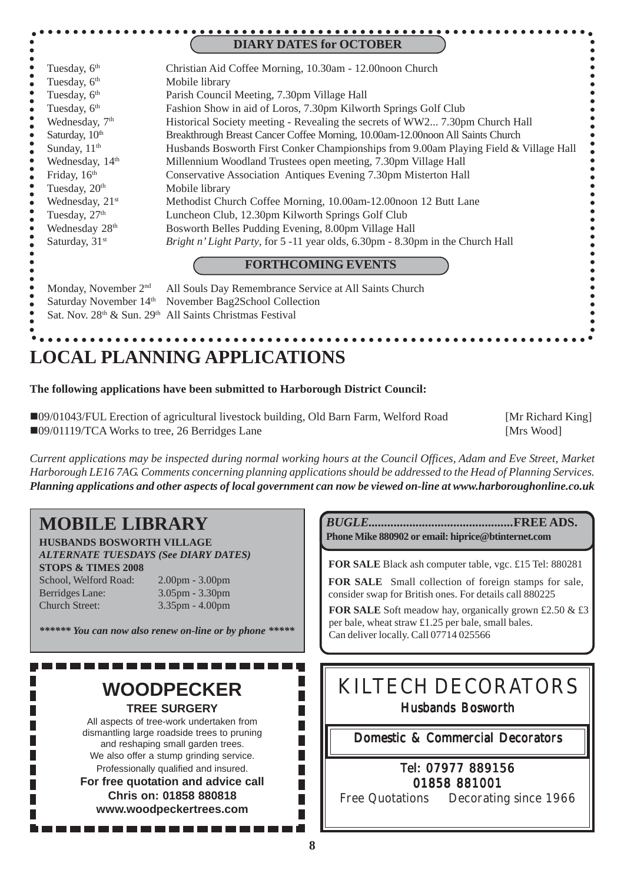## DIARY DATES for OCTOBER

| | |
|---|---|
| Tuesday, 6th | Christian Aid Coffee Morning, 10.30am - 12.00noon Church |
| Tuesday, 6th | Mobile library |
| Tuesday, 6th | Parish Council Meeting, 7.30pm Village Hall |
| Tuesday, 6th | Fashion Show in aid of Loros, 7.30pm Kilworth Springs Golf Club |
| Wednesday, 7th | Historical Society meeting - Revealing the secrets of WW2... 7.30pm Church Hall |
| Saturday, 10th | Breakthrough Breast Cancer Coffee Morning, 10.00am-12.00noon All Saints Church |
| Sunday, 11th | Husbands Bosworth First Conker Championships from 9.00am Playing Field & Village Hall |
| Wednesday, 14th | Millennium Woodland Trustees open meeting, 7.30pm Village Hall |
| Friday, 16th | Conservative Association Antiques Evening 7.30pm Misterton Hall |
| Tuesday, 20th | Mobile library |
| Wednesday, 21st | Methodist Church Coffee Morning, 10.00am-12.00noon 12 Butt Lane |
| Tuesday, 27th | Luncheon Club, 12.30pm Kilworth Springs Golf Club |
| Wednesday 28th | Bosworth Belles Pudding Evening, 8.00pm Village Hall |
| Saturday, 31st | *Bright n' Light Party*, for 5 -11 year olds, 6.30pm - 8.30pm in the Church Hall |

## FORTHCOMING EVENTS

| | |
|---|---|
| Monday, November 2nd | All Souls Day Remembrance Service at All Saints Church |
| Saturday November 14th | November Bag2School Collection |
| Sat. Nov. 28th & Sun. 29th | All Saints Christmas Festival |

# LOCAL PLANNING APPLICATIONS

**The following applications have been submitted to Harborough District Council:**

- 09/01043/FUL Erection of agricultural livestock building, Old Barn Farm, Welford Road [Mr Richard King]
- 09/01119/TCA Works to tree, 26 Berridges Lane [Mrs Wood]

*Current applications may be inspected during normal working hours at the Council Offices, Adam and Eve Street, Market Harborough LE16 7AG. Comments concerning planning applications should be addressed to the Head of Planning Services.* ***Planning applications and other aspects of local government can now be viewed on-line at www.harboroughonline.co.uk***

# MOBILE LIBRARY

**HUSBANDS BOSWORTH VILLAGE**
***ALTERNATE TUESDAYS (See DIARY DATES)***
**STOPS & TIMES 2008**

| | |
|---|---|
| School, Welford Road: | 2.00pm - 3.00pm |
| Berridges Lane: | 3.05pm - 3.30pm |
| Church Street: | 3.35pm - 4.00pm |

***\*\*\*\*\*\* You can now also renew on-line or by phone \*\*\*\*\****

***BUGLE*.............................................FREE ADS.**
**Phone Mike 880902 or email: hiprice@btinternet.com**

**FOR SALE** Black ash computer table, vgc. £15 Tel: 880281

**FOR SALE** Small collection of foreign stamps for sale, consider swap for British ones. For details call 880225

**FOR SALE** Soft meadow hay, organically grown £2.50 & £3 per bale, wheat straw £1.25 per bale, small bales. Can deliver locally. Call 07714 025566

## WOODPECKER

**TREE SURGERY**

All aspects of tree-work undertaken from dismantling large roadside trees to pruning and reshaping small garden trees.
We also offer a stump grinding service.
Professionally qualified and insured.

**For free quotation and advice call**
**Chris on: 01858 880818**
**www.woodpeckertrees.com**

## KILTECH DECORATORS

Husbands Bosworth

Domestic & Commercial Decorators

Tel: 07977 889156
01858 881001

Free Quotations Decorating since 1966